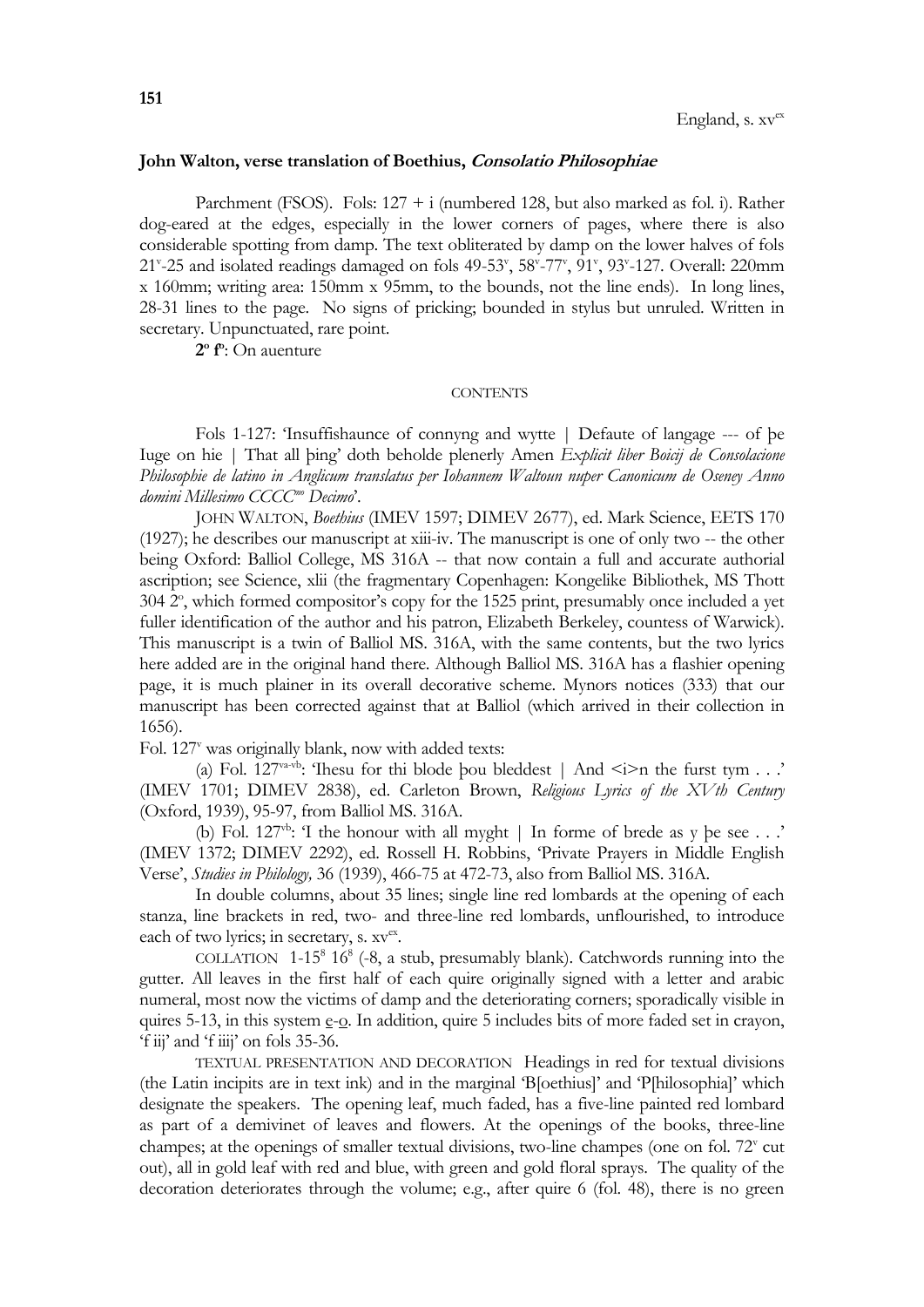**151**

England, s. xv^ex

**John Walton, verse translation of Boethius, *Consolatio Philosophiae***

Parchment (FSOS). Fols: 127 + i (numbered 128, but also marked as fol. i). Rather dog-eared at the edges, especially in the lower corners of pages, where there is also considerable spotting from damp. The text obliterated by damp on the lower halves of fols 21^v-25 and isolated readings damaged on fols 49-53^v, 58^v-77^v, 91^v, 93^v-127. Overall: 220mm x 160mm; writing area: 150mm x 95mm, to the bounds, not the line ends). In long lines, 28-31 lines to the page. No signs of pricking; bounded in stylus but unruled. Written in secretary. Unpunctuated, rare point.

**2^o f^o**: On auenture

CONTENTS

Fols 1-127: 'Insuffishaunce of connyng and wytte | Defaute of langage --- of þe Iuge on hie | That all þing' doth beholde plenerly Amen *Explicit liber Boicij de Consolacione Philosophie de latino in Anglicum translatus per Iohannem Waltoun nuper Canonicum de Oseney Anno domini Millesimo CCCC^mo Decimo*'.

JOHN WALTON, *Boethius* (IMEV 1597; DIMEV 2677), ed. Mark Science, EETS 170 (1927); he describes our manuscript at xiii-iv. The manuscript is one of only two -- the other being Oxford: Balliol College, MS 316A -- that now contain a full and accurate authorial ascription; see Science, xlii (the fragmentary Copenhagen: Kongelike Bibliothek, MS Thott 304 2^o, which formed compositor's copy for the 1525 print, presumably once included a yet fuller identification of the author and his patron, Elizabeth Berkeley, countess of Warwick). This manuscript is a twin of Balliol MS. 316A, with the same contents, but the two lyrics here added are in the original hand there. Although Balliol MS. 316A has a flashier opening page, it is much plainer in its overall decorative scheme. Mynors notices (333) that our manuscript has been corrected against that at Balliol (which arrived in their collection in 1656).

Fol. 127^v was originally blank, now with added texts:

(a) Fol. 127^va-vb: 'Ihesu for thi blode þou bleddest | And <i>n the furst tym . . .' (IMEV 1701; DIMEV 2838), ed. Carleton Brown, *Religious Lyrics of the XVth Century* (Oxford, 1939), 95-97, from Balliol MS. 316A.

(b) Fol. 127^vb: 'I the honour with all myght | In forme of brede as y þe see . . .' (IMEV 1372; DIMEV 2292), ed. Rossell H. Robbins, 'Private Prayers in Middle English Verse', *Studies in Philology,* 36 (1939), 466-75 at 472-73, also from Balliol MS. 316A.

In double columns, about 35 lines; single line red lombards at the opening of each stanza, line brackets in red, two- and three-line red lombards, unflourished, to introduce each of two lyrics; in secretary, s. xv^ex.

COLLATION 1-15^8 16^8 (-8, a stub, presumably blank). Catchwords running into the gutter. All leaves in the first half of each quire originally signed with a letter and arabic numeral, most now the victims of damp and the deteriorating corners; sporadically visible in quires 5-13, in this system e-o. In addition, quire 5 includes bits of more faded set in crayon, 'f iij' and 'f iiij' on fols 35-36.

TEXTUAL PRESENTATION AND DECORATION Headings in red for textual divisions (the Latin incipits are in text ink) and in the marginal 'B[oethius]' and 'P[hilosophia]' which designate the speakers. The opening leaf, much faded, has a five-line painted red lombard as part of a demivinet of leaves and flowers. At the openings of the books, three-line champes; at the openings of smaller textual divisions, two-line champes (one on fol. 72^v cut out), all in gold leaf with red and blue, with green and gold floral sprays. The quality of the decoration deteriorates through the volume; e.g., after quire 6 (fol. 48), there is no green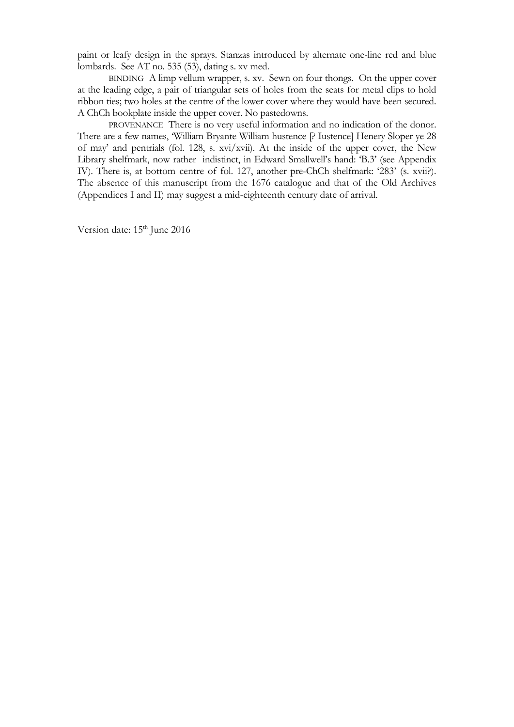paint or leafy design in the sprays. Stanzas introduced by alternate one-line red and blue lombards. See AT no. 535 (53), dating s. xv med.

BINDING A limp vellum wrapper, s. xv. Sewn on four thongs. On the upper cover at the leading edge, a pair of triangular sets of holes from the seats for metal clips to hold ribbon ties; two holes at the centre of the lower cover where they would have been secured. A ChCh bookplate inside the upper cover. No pastedowns.

PROVENANCE There is no very useful information and no indication of the donor. There are a few names, 'William Bryante William hustence [? Iustence] Henery Sloper ye 28 of may' and pentrials (fol. 128, s. xvi/xvii). At the inside of the upper cover, the New Library shelfmark, now rather indistinct, in Edward Smallwell's hand: 'B.3' (see Appendix IV). There is, at bottom centre of fol. 127, another pre-ChCh shelfmark: '283' (s. xvii?). The absence of this manuscript from the 1676 catalogue and that of the Old Archives (Appendices I and II) may suggest a mid-eighteenth century date of arrival.

Version date: 15th June 2016